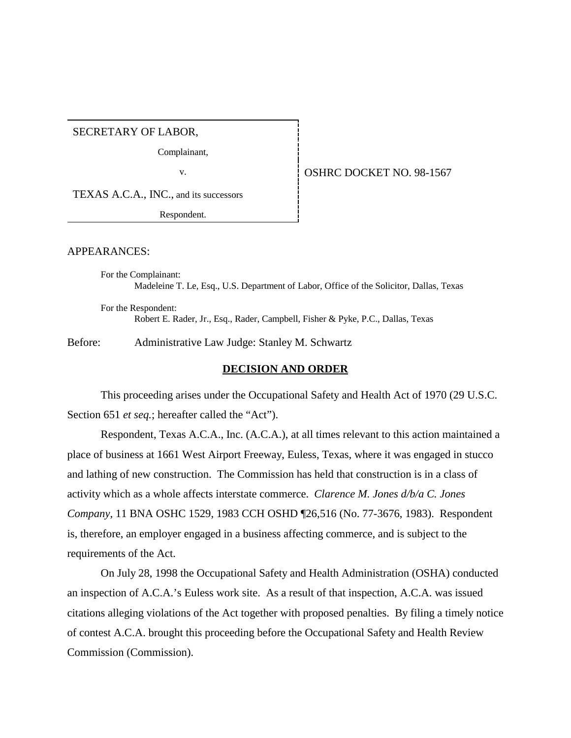| SECRETARY OF LABOR, Complainant, v. TEXAS A.C.A., INC., and its successors Respondent. | OSHRC DOCKET NO. 98-1567 |
|---|---|

APPEARANCES:

For the Complainant:
Madeleine T. Le, Esq., U.S. Department of Labor, Office of the Solicitor, Dallas, Texas

For the Respondent:
Robert E. Rader, Jr., Esq., Rader, Campbell, Fisher & Pyke, P.C., Dallas, Texas

Before: Administrative Law Judge: Stanley M. Schwartz

## DECISION AND ORDER

This proceeding arises under the Occupational Safety and Health Act of 1970 (29 U.S.C. Section 651 *et seq.*; hereafter called the "Act").

Respondent, Texas A.C.A., Inc. (A.C.A.), at all times relevant to this action maintained a place of business at 1661 West Airport Freeway, Euless, Texas, where it was engaged in stucco and lathing of new construction. The Commission has held that construction is in a class of activity which as a whole affects interstate commerce. *Clarence M. Jones d/b/a C. Jones Company*, 11 BNA OSHC 1529, 1983 CCH OSHD ¶26,516 (No. 77-3676, 1983). Respondent is, therefore, an employer engaged in a business affecting commerce, and is subject to the requirements of the Act.

On July 28, 1998 the Occupational Safety and Health Administration (OSHA) conducted an inspection of A.C.A.'s Euless work site. As a result of that inspection, A.C.A. was issued citations alleging violations of the Act together with proposed penalties. By filing a timely notice of contest A.C.A. brought this proceeding before the Occupational Safety and Health Review Commission (Commission).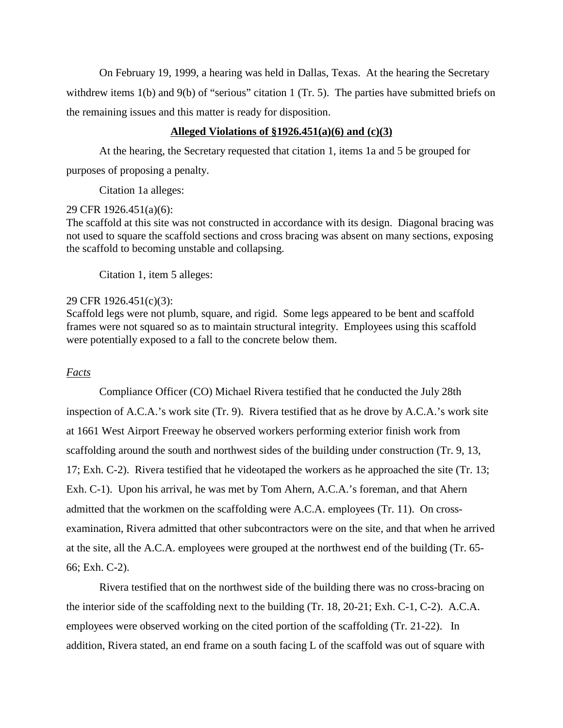On February 19, 1999, a hearing was held in Dallas, Texas. At the hearing the Secretary withdrew items 1(b) and 9(b) of "serious" citation 1 (Tr. 5). The parties have submitted briefs on the remaining issues and this matter is ready for disposition.

**Alleged Violations of §1926.451(a)(6) and (c)(3)**

At the hearing, the Secretary requested that citation 1, items 1a and 5 be grouped for purposes of proposing a penalty.

Citation 1a alleges:

29 CFR 1926.451(a)(6):
The scaffold at this site was not constructed in accordance with its design. Diagonal bracing was not used to square the scaffold sections and cross bracing was absent on many sections, exposing the scaffold to becoming unstable and collapsing.

Citation 1, item 5 alleges:

29 CFR 1926.451(c)(3):
Scaffold legs were not plumb, square, and rigid. Some legs appeared to be bent and scaffold frames were not squared so as to maintain structural integrity. Employees using this scaffold were potentially exposed to a fall to the concrete below them.

*Facts*

Compliance Officer (CO) Michael Rivera testified that he conducted the July 28th inspection of A.C.A.'s work site (Tr. 9). Rivera testified that as he drove by A.C.A.'s work site at 1661 West Airport Freeway he observed workers performing exterior finish work from scaffolding around the south and northwest sides of the building under construction (Tr. 9, 13, 17; Exh. C-2). Rivera testified that he videotaped the workers as he approached the site (Tr. 13; Exh. C-1). Upon his arrival, he was met by Tom Ahern, A.C.A.'s foreman, and that Ahern admitted that the workmen on the scaffolding were A.C.A. employees (Tr. 11). On cross-examination, Rivera admitted that other subcontractors were on the site, and that when he arrived at the site, all the A.C.A. employees were grouped at the northwest end of the building (Tr. 65-66; Exh. C-2).

Rivera testified that on the northwest side of the building there was no cross-bracing on the interior side of the scaffolding next to the building (Tr. 18, 20-21; Exh. C-1, C-2). A.C.A. employees were observed working on the cited portion of the scaffolding (Tr. 21-22). In addition, Rivera stated, an end frame on a south facing L of the scaffold was out of square with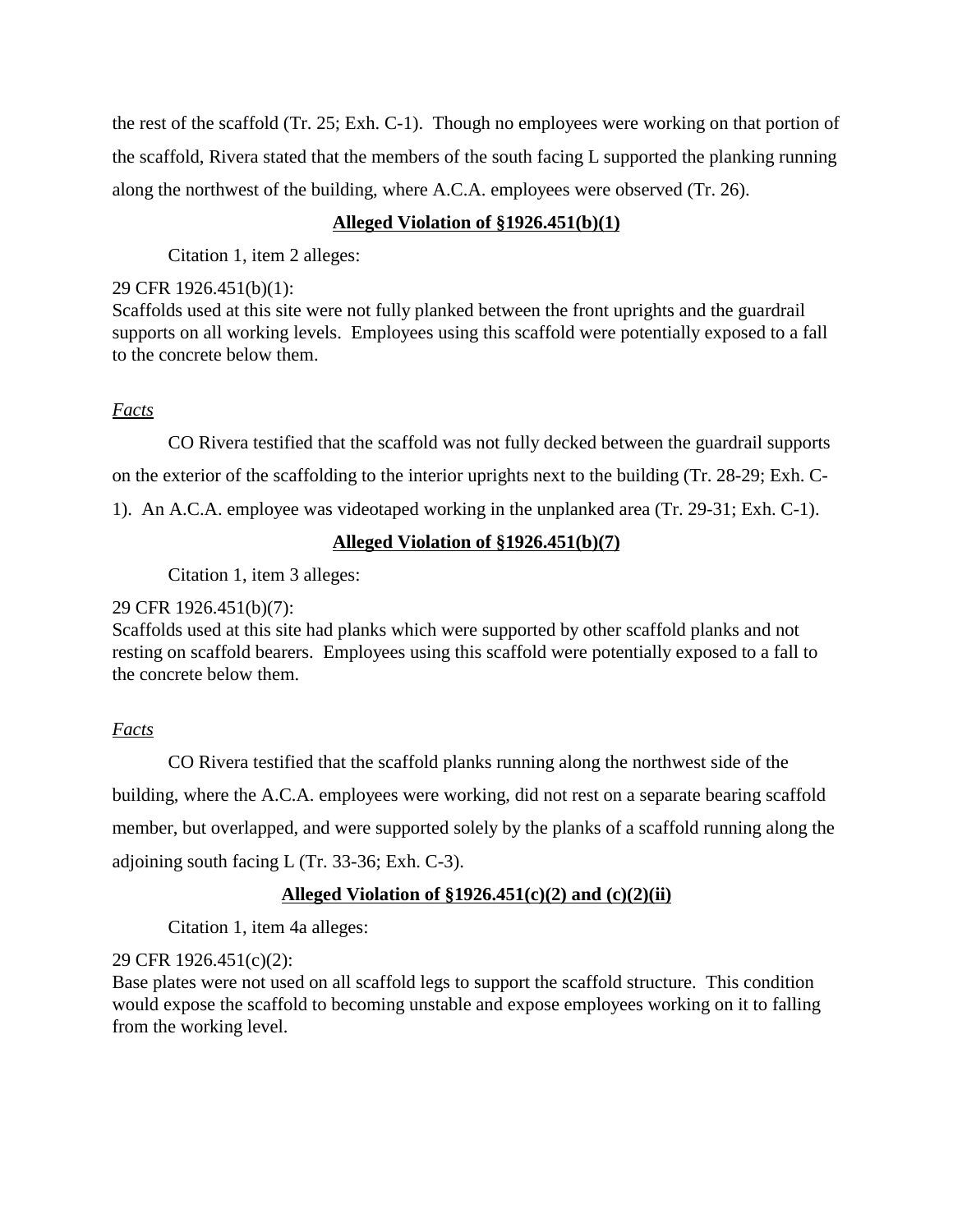the rest of the scaffold (Tr. 25; Exh. C-1). Though no employees were working on that portion of the scaffold, Rivera stated that the members of the south facing L supported the planking running along the northwest of the building, where A.C.A. employees were observed (Tr. 26).

## **Alleged Violation of §1926.451(b)(1)**

Citation 1, item 2 alleges:

29 CFR 1926.451(b)(1):
Scaffolds used at this site were not fully planked between the front uprights and the guardrail supports on all working levels. Employees using this scaffold were potentially exposed to a fall to the concrete below them.

*Facts*

CO Rivera testified that the scaffold was not fully decked between the guardrail supports on the exterior of the scaffolding to the interior uprights next to the building (Tr. 28-29; Exh. C-1). An A.C.A. employee was videotaped working in the unplanked area (Tr. 29-31; Exh. C-1).

## **Alleged Violation of §1926.451(b)(7)**

Citation 1, item 3 alleges:

29 CFR 1926.451(b)(7):
Scaffolds used at this site had planks which were supported by other scaffold planks and not resting on scaffold bearers. Employees using this scaffold were potentially exposed to a fall to the concrete below them.

*Facts*

CO Rivera testified that the scaffold planks running along the northwest side of the building, where the A.C.A. employees were working, did not rest on a separate bearing scaffold member, but overlapped, and were supported solely by the planks of a scaffold running along the adjoining south facing L (Tr. 33-36; Exh. C-3).

## **Alleged Violation of §1926.451(c)(2) and (c)(2)(ii)**

Citation 1, item 4a alleges:

29 CFR 1926.451(c)(2):
Base plates were not used on all scaffold legs to support the scaffold structure. This condition would expose the scaffold to becoming unstable and expose employees working on it to falling from the working level.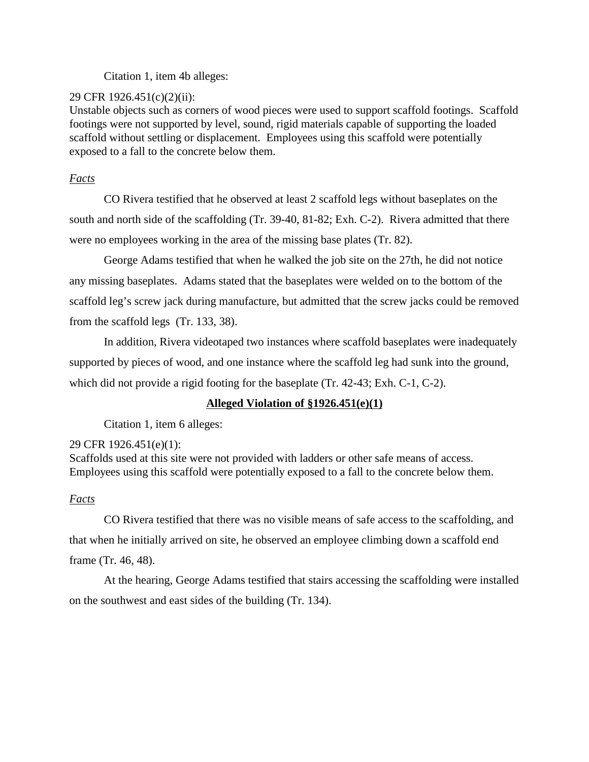Citation 1, item 4b alleges:

29 CFR 1926.451(c)(2)(ii):
Unstable objects such as corners of wood pieces were used to support scaffold footings. Scaffold footings were not supported by level, sound, rigid materials capable of supporting the loaded scaffold without settling or displacement. Employees using this scaffold were potentially exposed to a fall to the concrete below them.

*Facts*

CO Rivera testified that he observed at least 2 scaffold legs without baseplates on the south and north side of the scaffolding (Tr. 39-40, 81-82; Exh. C-2). Rivera admitted that there were no employees working in the area of the missing base plates (Tr. 82).

George Adams testified that when he walked the job site on the 27th, he did not notice any missing baseplates. Adams stated that the baseplates were welded on to the bottom of the scaffold leg's screw jack during manufacture, but admitted that the screw jacks could be removed from the scaffold legs (Tr. 133, 38).

In addition, Rivera videotaped two instances where scaffold baseplates were inadequately supported by pieces of wood, and one instance where the scaffold leg had sunk into the ground, which did not provide a rigid footing for the baseplate (Tr. 42-43; Exh. C-1, C-2).

**Alleged Violation of §1926.451(e)(1)**

Citation 1, item 6 alleges:

29 CFR 1926.451(e)(1):
Scaffolds used at this site were not provided with ladders or other safe means of access. Employees using this scaffold were potentially exposed to a fall to the concrete below them.

*Facts*

CO Rivera testified that there was no visible means of safe access to the scaffolding, and that when he initially arrived on site, he observed an employee climbing down a scaffold end frame (Tr. 46, 48).

At the hearing, George Adams testified that stairs accessing the scaffolding were installed on the southwest and east sides of the building (Tr. 134).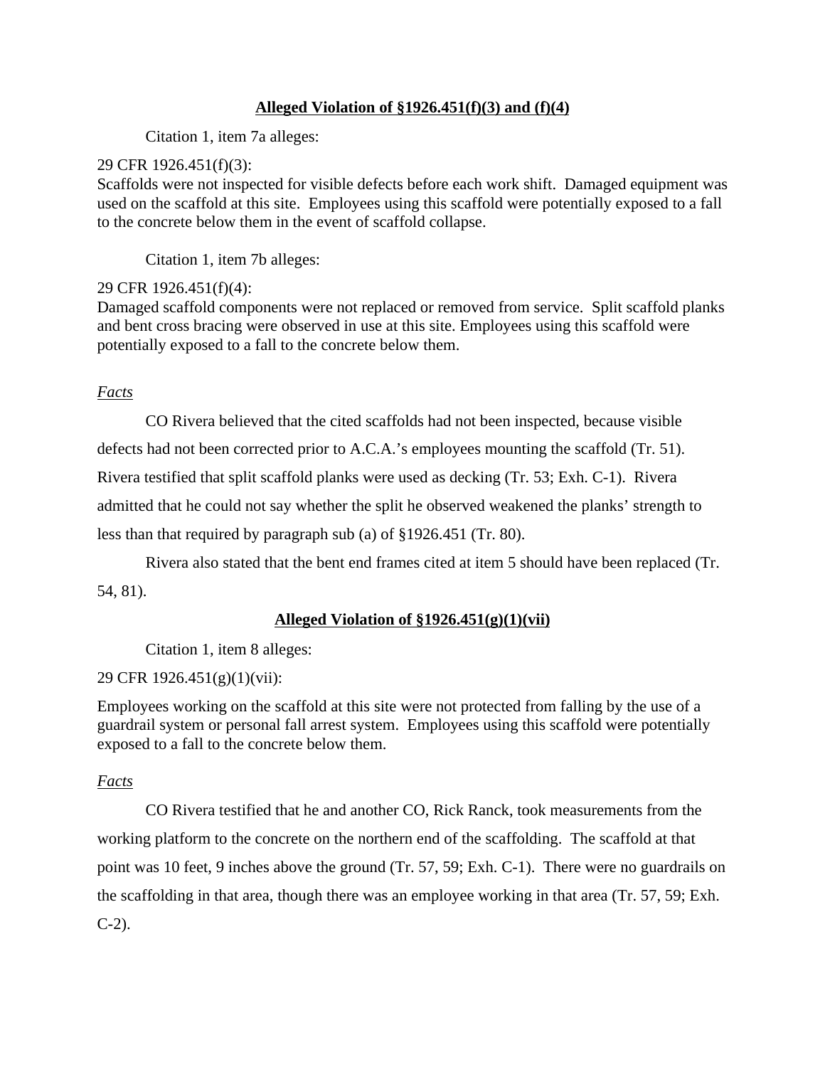**Alleged Violation of §1926.451(f)(3) and (f)(4)**

Citation 1, item 7a alleges:

29 CFR 1926.451(f)(3):
Scaffolds were not inspected for visible defects before each work shift. Damaged equipment was used on the scaffold at this site. Employees using this scaffold were potentially exposed to a fall to the concrete below them in the event of scaffold collapse.

Citation 1, item 7b alleges:

29 CFR 1926.451(f)(4):
Damaged scaffold components were not replaced or removed from service. Split scaffold planks and bent cross bracing were observed in use at this site. Employees using this scaffold were potentially exposed to a fall to the concrete below them.

*Facts*

CO Rivera believed that the cited scaffolds had not been inspected, because visible defects had not been corrected prior to A.C.A.'s employees mounting the scaffold (Tr. 51). Rivera testified that split scaffold planks were used as decking (Tr. 53; Exh. C-1). Rivera admitted that he could not say whether the split he observed weakened the planks' strength to less than that required by paragraph sub (a) of §1926.451 (Tr. 80).

Rivera also stated that the bent end frames cited at item 5 should have been replaced (Tr. 54, 81).

**Alleged Violation of §1926.451(g)(1)(vii)**

Citation 1, item 8 alleges:

29 CFR 1926.451(g)(1)(vii):

Employees working on the scaffold at this site were not protected from falling by the use of a guardrail system or personal fall arrest system. Employees using this scaffold were potentially exposed to a fall to the concrete below them.

*Facts*

CO Rivera testified that he and another CO, Rick Ranck, took measurements from the working platform to the concrete on the northern end of the scaffolding. The scaffold at that point was 10 feet, 9 inches above the ground (Tr. 57, 59; Exh. C-1). There were no guardrails on the scaffolding in that area, though there was an employee working in that area (Tr. 57, 59; Exh. C-2).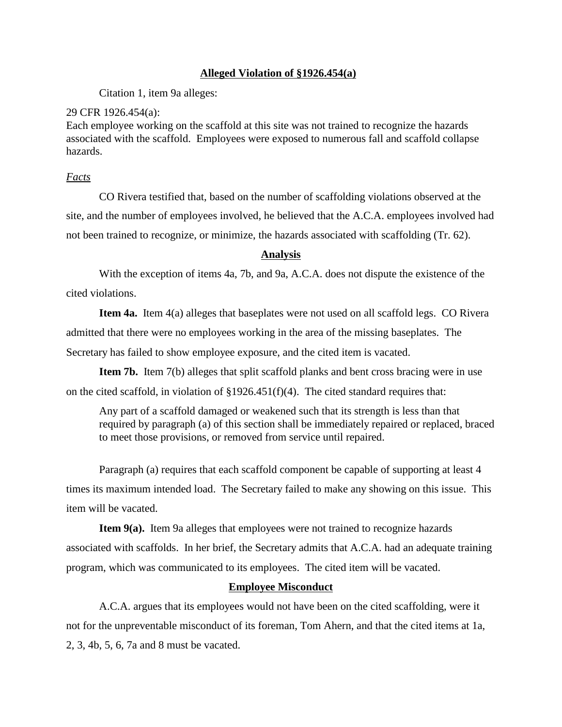**Alleged Violation of §1926.454(a)**

Citation 1, item 9a alleges:

29 CFR 1926.454(a):
Each employee working on the scaffold at this site was not trained to recognize the hazards associated with the scaffold. Employees were exposed to numerous fall and scaffold collapse hazards.

*Facts*

CO Rivera testified that, based on the number of scaffolding violations observed at the site, and the number of employees involved, he believed that the A.C.A. employees involved had not been trained to recognize, or minimize, the hazards associated with scaffolding (Tr. 62).

**Analysis**

With the exception of items 4a, 7b, and 9a, A.C.A. does not dispute the existence of the cited violations.

**Item 4a.** Item 4(a) alleges that baseplates were not used on all scaffold legs. CO Rivera admitted that there were no employees working in the area of the missing baseplates. The Secretary has failed to show employee exposure, and the cited item is vacated.

**Item 7b.** Item 7(b) alleges that split scaffold planks and bent cross bracing were in use on the cited scaffold, in violation of §1926.451(f)(4). The cited standard requires that:

> Any part of a scaffold damaged or weakened such that its strength is less than that required by paragraph (a) of this section shall be immediately repaired or replaced, braced to meet those provisions, or removed from service until repaired.

Paragraph (a) requires that each scaffold component be capable of supporting at least 4 times its maximum intended load. The Secretary failed to make any showing on this issue. This item will be vacated.

**Item 9(a).** Item 9a alleges that employees were not trained to recognize hazards associated with scaffolds. In her brief, the Secretary admits that A.C.A. had an adequate training program, which was communicated to its employees. The cited item will be vacated.

**Employee Misconduct**

A.C.A. argues that its employees would not have been on the cited scaffolding, were it not for the unpreventable misconduct of its foreman, Tom Ahern, and that the cited items at 1a, 2, 3, 4b, 5, 6, 7a and 8 must be vacated.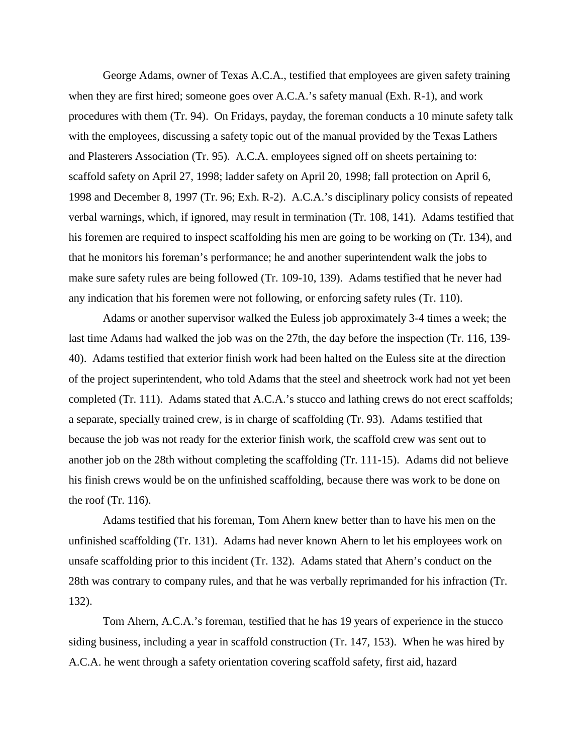George Adams, owner of Texas A.C.A., testified that employees are given safety training when they are first hired; someone goes over A.C.A.'s safety manual (Exh. R-1), and work procedures with them (Tr. 94). On Fridays, payday, the foreman conducts a 10 minute safety talk with the employees, discussing a safety topic out of the manual provided by the Texas Lathers and Plasterers Association (Tr. 95). A.C.A. employees signed off on sheets pertaining to: scaffold safety on April 27, 1998; ladder safety on April 20, 1998; fall protection on April 6, 1998 and December 8, 1997 (Tr. 96; Exh. R-2). A.C.A.'s disciplinary policy consists of repeated verbal warnings, which, if ignored, may result in termination (Tr. 108, 141). Adams testified that his foremen are required to inspect scaffolding his men are going to be working on (Tr. 134), and that he monitors his foreman's performance; he and another superintendent walk the jobs to make sure safety rules are being followed (Tr. 109-10, 139). Adams testified that he never had any indication that his foremen were not following, or enforcing safety rules (Tr. 110).

Adams or another supervisor walked the Euless job approximately 3-4 times a week; the last time Adams had walked the job was on the 27th, the day before the inspection (Tr. 116, 139-40). Adams testified that exterior finish work had been halted on the Euless site at the direction of the project superintendent, who told Adams that the steel and sheetrock work had not yet been completed (Tr. 111). Adams stated that A.C.A.'s stucco and lathing crews do not erect scaffolds; a separate, specially trained crew, is in charge of scaffolding (Tr. 93). Adams testified that because the job was not ready for the exterior finish work, the scaffold crew was sent out to another job on the 28th without completing the scaffolding (Tr. 111-15). Adams did not believe his finish crews would be on the unfinished scaffolding, because there was work to be done on the roof (Tr. 116).

Adams testified that his foreman, Tom Ahern knew better than to have his men on the unfinished scaffolding (Tr. 131). Adams had never known Ahern to let his employees work on unsafe scaffolding prior to this incident (Tr. 132). Adams stated that Ahern's conduct on the 28th was contrary to company rules, and that he was verbally reprimanded for his infraction (Tr. 132).

Tom Ahern, A.C.A.'s foreman, testified that he has 19 years of experience in the stucco siding business, including a year in scaffold construction (Tr. 147, 153). When he was hired by A.C.A. he went through a safety orientation covering scaffold safety, first aid, hazard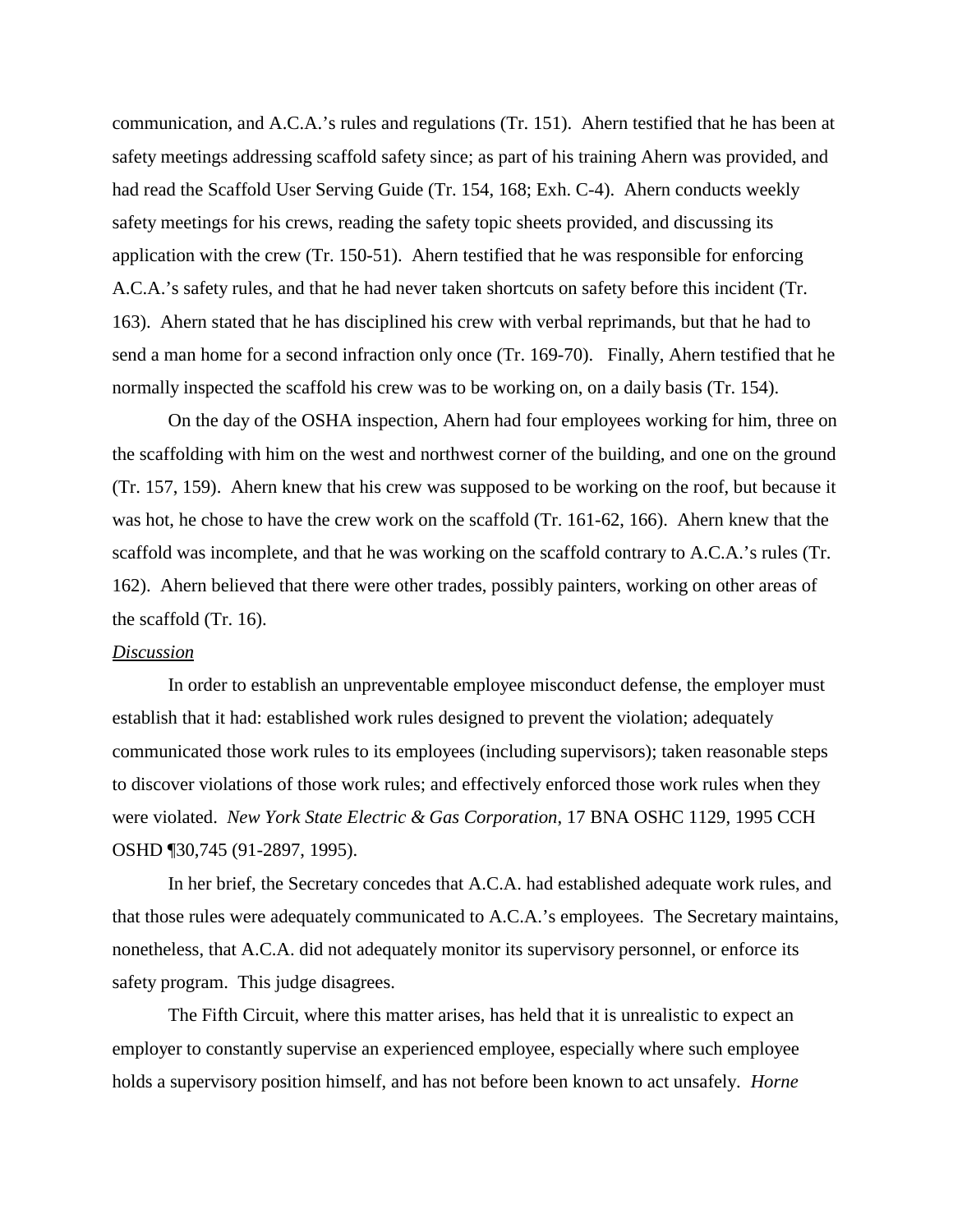communication, and A.C.A.'s rules and regulations (Tr. 151). Ahern testified that he has been at safety meetings addressing scaffold safety since; as part of his training Ahern was provided, and had read the Scaffold User Serving Guide (Tr. 154, 168; Exh. C-4). Ahern conducts weekly safety meetings for his crews, reading the safety topic sheets provided, and discussing its application with the crew (Tr. 150-51). Ahern testified that he was responsible for enforcing A.C.A.'s safety rules, and that he had never taken shortcuts on safety before this incident (Tr. 163). Ahern stated that he has disciplined his crew with verbal reprimands, but that he had to send a man home for a second infraction only once (Tr. 169-70). Finally, Ahern testified that he normally inspected the scaffold his crew was to be working on, on a daily basis (Tr. 154).

On the day of the OSHA inspection, Ahern had four employees working for him, three on the scaffolding with him on the west and northwest corner of the building, and one on the ground (Tr. 157, 159). Ahern knew that his crew was supposed to be working on the roof, but because it was hot, he chose to have the crew work on the scaffold (Tr. 161-62, 166). Ahern knew that the scaffold was incomplete, and that he was working on the scaffold contrary to A.C.A.'s rules (Tr. 162). Ahern believed that there were other trades, possibly painters, working on other areas of the scaffold (Tr. 16).

*Discussion*

In order to establish an unpreventable employee misconduct defense, the employer must establish that it had: established work rules designed to prevent the violation; adequately communicated those work rules to its employees (including supervisors); taken reasonable steps to discover violations of those work rules; and effectively enforced those work rules when they were violated. *New York State Electric & Gas Corporation*, 17 BNA OSHC 1129, 1995 CCH OSHD ¶30,745 (91-2897, 1995).

In her brief, the Secretary concedes that A.C.A. had established adequate work rules, and that those rules were adequately communicated to A.C.A.'s employees. The Secretary maintains, nonetheless, that A.C.A. did not adequately monitor its supervisory personnel, or enforce its safety program. This judge disagrees.

The Fifth Circuit, where this matter arises, has held that it is unrealistic to expect an employer to constantly supervise an experienced employee, especially where such employee holds a supervisory position himself, and has not before been known to act unsafely. *Horne*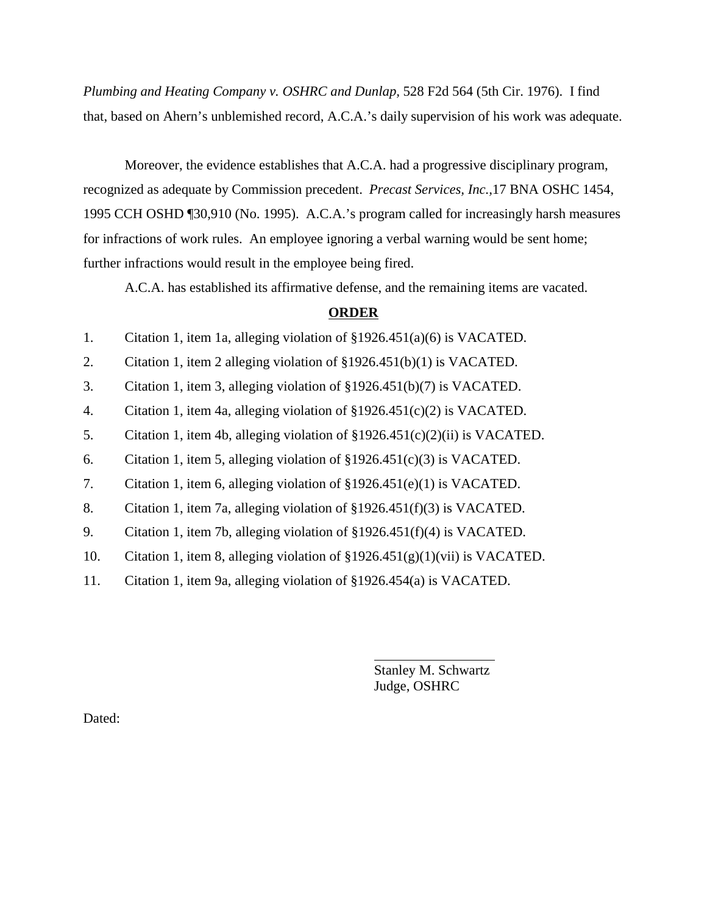*Plumbing and Heating Company v. OSHRC and Dunlap*, 528 F2d 564 (5th Cir. 1976). I find that, based on Ahern's unblemished record, A.C.A.'s daily supervision of his work was adequate.

Moreover, the evidence establishes that A.C.A. had a progressive disciplinary program, recognized as adequate by Commission precedent. *Precast Services, Inc.*,17 BNA OSHC 1454, 1995 CCH OSHD ¶30,910 (No. 1995). A.C.A.'s program called for increasingly harsh measures for infractions of work rules. An employee ignoring a verbal warning would be sent home; further infractions would result in the employee being fired.

A.C.A. has established its affirmative defense, and the remaining items are vacated.

## **ORDER**

1. Citation 1, item 1a, alleging violation of §1926.451(a)(6) is VACATED.
2. Citation 1, item 2 alleging violation of §1926.451(b)(1) is VACATED.
3. Citation 1, item 3, alleging violation of §1926.451(b)(7) is VACATED.
4. Citation 1, item 4a, alleging violation of §1926.451(c)(2) is VACATED.
5. Citation 1, item 4b, alleging violation of §1926.451(c)(2)(ii) is VACATED.
6. Citation 1, item 5, alleging violation of §1926.451(c)(3) is VACATED.
7. Citation 1, item 6, alleging violation of §1926.451(e)(1) is VACATED.
8. Citation 1, item 7a, alleging violation of §1926.451(f)(3) is VACATED.
9. Citation 1, item 7b, alleging violation of §1926.451(f)(4) is VACATED.
10. Citation 1, item 8, alleging violation of §1926.451(g)(1)(vii) is VACATED.
11. Citation 1, item 9a, alleging violation of §1926.454(a) is VACATED.

Stanley M. Schwartz
Judge, OSHRC

Dated: